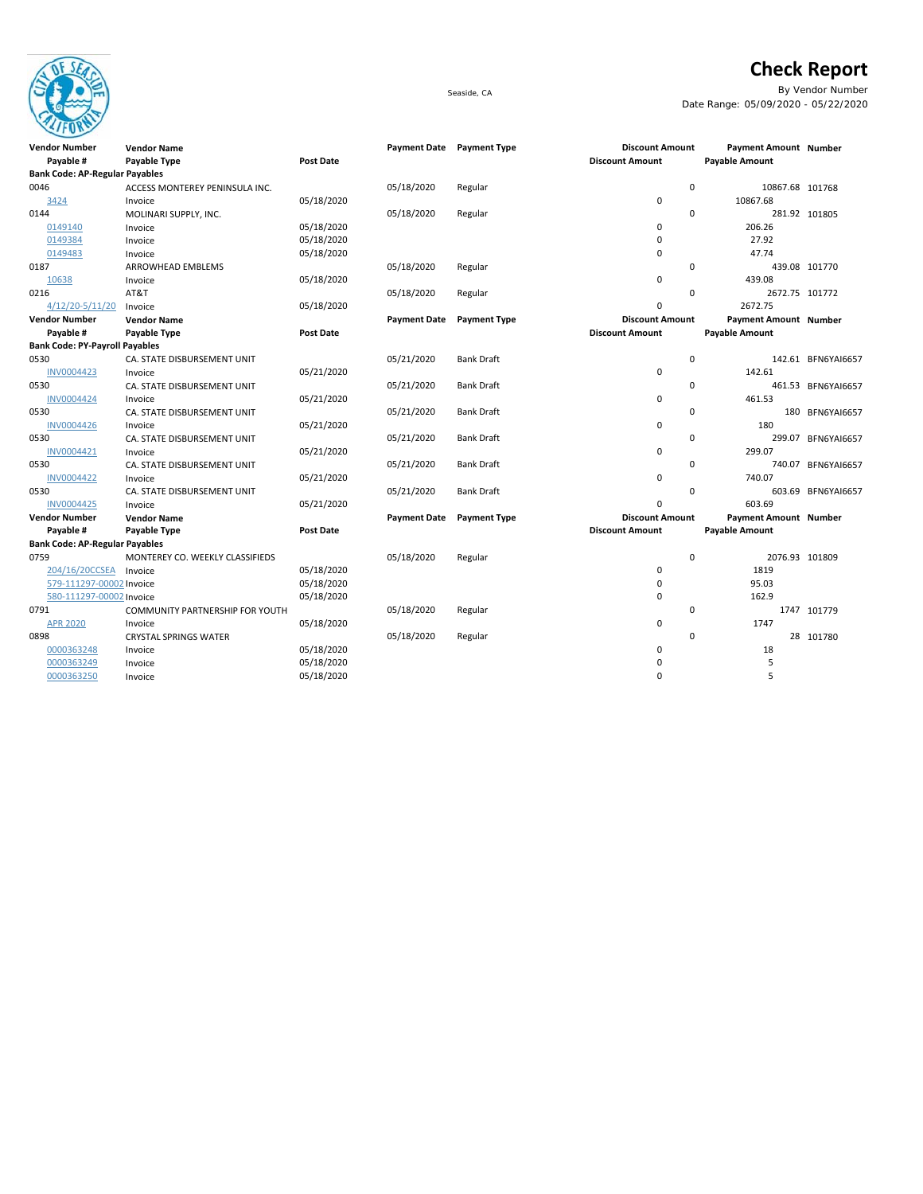# Check Report

Seaside, CA

By Vendor Number

Date Range: 05/09/2020 - 05/22/2020

| Vendor Number | Vendor Name | | Payment Date | Payment Type | Discount Amount | Payment Amount | Number |
|---|---|---|---|---|---|---|---|
| Payable # | Payable Type | Post Date | | | Discount Amount | Payable Amount | |
| **Bank Code: AP-Regular Payables** | | | | | | | |
| 0046 | ACCESS MONTEREY PENINSULA INC. | | 05/18/2020 | Regular | 0 | 10867.68 | 101768 |
| 3424 | Invoice | 05/18/2020 | | | 0 | 10867.68 | |
| 0144 | MOLINARI SUPPLY, INC. | | 05/18/2020 | Regular | 0 | 281.92 | 101805 |
| 0149140 | Invoice | 05/18/2020 | | | 0 | 206.26 | |
| 0149384 | Invoice | 05/18/2020 | | | 0 | 27.92 | |
| 0149483 | Invoice | 05/18/2020 | | | 0 | 47.74 | |
| 0187 | ARROWHEAD EMBLEMS | | 05/18/2020 | Regular | 0 | 439.08 | 101770 |
| 10638 | Invoice | 05/18/2020 | | | 0 | 439.08 | |
| 0216 | AT&T | | 05/18/2020 | Regular | 0 | 2672.75 | 101772 |
| 4/12/20-5/11/20 | Invoice | 05/18/2020 | | | 0 | 2672.75 | |

| Vendor Number | Vendor Name | | Payment Date | Payment Type | Discount Amount | Payment Amount | Number |
|---|---|---|---|---|---|---|---|
| Payable # | Payable Type | Post Date | | | Discount Amount | Payable Amount | |
| **Bank Code: PY-Payroll Payables** | | | | | | | |
| 0530 | CA. STATE DISBURSEMENT UNIT | | 05/21/2020 | Bank Draft | 0 | 142.61 | BFN6YAI6657 |
| INV0004423 | Invoice | 05/21/2020 | | | 0 | 142.61 | |
| 0530 | CA. STATE DISBURSEMENT UNIT | | 05/21/2020 | Bank Draft | 0 | 461.53 | BFN6YAI6657 |
| INV0004424 | Invoice | 05/21/2020 | | | 0 | 461.53 | |
| 0530 | CA. STATE DISBURSEMENT UNIT | | 05/21/2020 | Bank Draft | 0 | 180 | BFN6YAI6657 |
| INV0004426 | Invoice | 05/21/2020 | | | 0 | 180 | |
| 0530 | CA. STATE DISBURSEMENT UNIT | | 05/21/2020 | Bank Draft | 0 | 299.07 | BFN6YAI6657 |
| INV0004421 | Invoice | 05/21/2020 | | | 0 | 299.07 | |
| 0530 | CA. STATE DISBURSEMENT UNIT | | 05/21/2020 | Bank Draft | 0 | 740.07 | BFN6YAI6657 |
| INV0004422 | Invoice | 05/21/2020 | | | 0 | 740.07 | |
| 0530 | CA. STATE DISBURSEMENT UNIT | | 05/21/2020 | Bank Draft | 0 | 603.69 | BFN6YAI6657 |
| INV0004425 | Invoice | 05/21/2020 | | | 0 | 603.69 | |

| Vendor Number | Vendor Name | | Payment Date | Payment Type | Discount Amount | Payment Amount | Number |
|---|---|---|---|---|---|---|---|
| Payable # | Payable Type | Post Date | | | Discount Amount | Payable Amount | |
| **Bank Code: AP-Regular Payables** | | | | | | | |
| 0759 | MONTEREY CO. WEEKLY CLASSIFIEDS | | 05/18/2020 | Regular | 0 | 2076.93 | 101809 |
| 204/16/20CCSEA | Invoice | 05/18/2020 | | | 0 | 1819 | |
| 579-111297-00002 | Invoice | 05/18/2020 | | | 0 | 95.03 | |
| 580-111297-00002 | Invoice | 05/18/2020 | | | 0 | 162.9 | |
| 0791 | COMMUNITY PARTNERSHIP FOR YOUTH | | 05/18/2020 | Regular | 0 | 1747 | 101779 |
| APR 2020 | Invoice | 05/18/2020 | | | 0 | 1747 | |
| 0898 | CRYSTAL SPRINGS WATER | | 05/18/2020 | Regular | 0 | 28 | 101780 |
| 0000363248 | Invoice | 05/18/2020 | | | 0 | 18 | |
| 0000363249 | Invoice | 05/18/2020 | | | 0 | 5 | |
| 0000363250 | Invoice | 05/18/2020 | | | 0 | 5 | |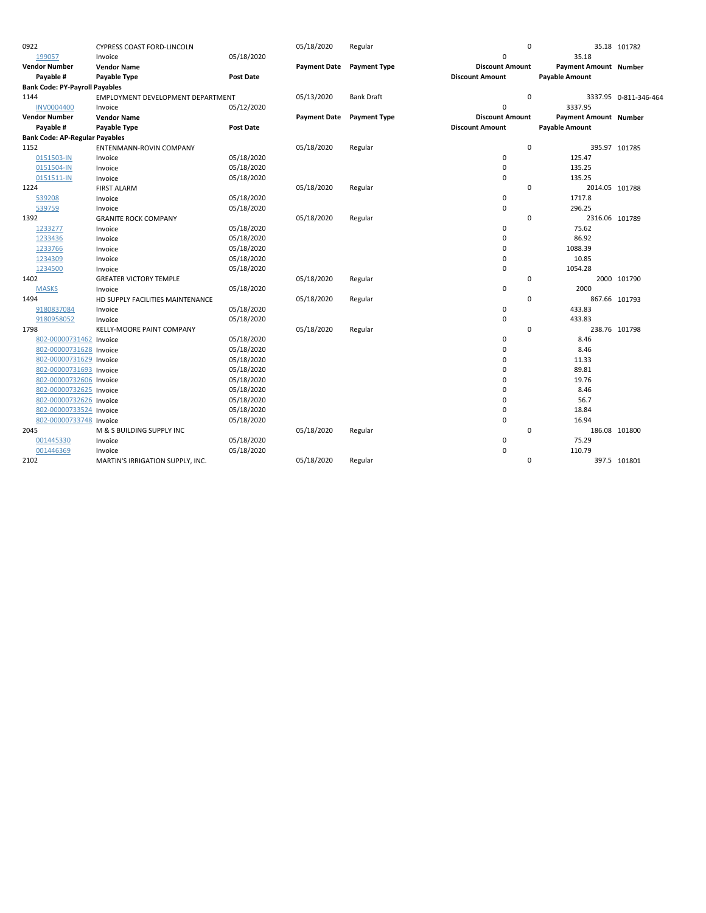| Vendor Number | Vendor Name | | Payment Date | Payment Type | Discount Amount | Payment Amount | Number |
|---|---|---|---|---|---|---|---|
| Payable # | Payable Type | Post Date | | | Discount Amount | Payable Amount | |
| 0922 | CYPRESS COAST FORD-LINCOLN | | 05/18/2020 | Regular | 0 | 35.18 | 101782 |
| 199057 | Invoice | 05/18/2020 | | | 0 | 35.18 | |

| Vendor Number | Vendor Name | | Payment Date | Payment Type | Discount Amount | Payment Amount | Number |
|---|---|---|---|---|---|---|---|
| Payable # | Payable Type | Post Date | | | Discount Amount | Payable Amount | |
| **Bank Code: PY-Payroll Payables** | | | | | | | |
| 1144 | EMPLOYMENT DEVELOPMENT DEPARTMENT | | 05/13/2020 | Bank Draft | 0 | 3337.95 | 0-811-346-464 |
| INV0004400 | Invoice | 05/12/2020 | | | 0 | 3337.95 | |

| Vendor Number | Vendor Name | | Payment Date | Payment Type | Discount Amount | Payment Amount | Number |
|---|---|---|---|---|---|---|---|
| Payable # | Payable Type | Post Date | | | Discount Amount | Payable Amount | |
| **Bank Code: AP-Regular Payables** | | | | | | | |
| 1152 | ENTENMANN-ROVIN COMPANY | | 05/18/2020 | Regular | 0 | 395.97 | 101785 |
| 0151503-IN | Invoice | 05/18/2020 | | | 0 | 125.47 | |
| 0151504-IN | Invoice | 05/18/2020 | | | 0 | 135.25 | |
| 0151511-IN | Invoice | 05/18/2020 | | | 0 | 135.25 | |
| 1224 | FIRST ALARM | | 05/18/2020 | Regular | 0 | 2014.05 | 101788 |
| 539208 | Invoice | 05/18/2020 | | | 0 | 1717.8 | |
| 539759 | Invoice | 05/18/2020 | | | 0 | 296.25 | |
| 1392 | GRANITE ROCK COMPANY | | 05/18/2020 | Regular | 0 | 2316.06 | 101789 |
| 1233277 | Invoice | 05/18/2020 | | | 0 | 75.62 | |
| 1233436 | Invoice | 05/18/2020 | | | 0 | 86.92 | |
| 1233766 | Invoice | 05/18/2020 | | | 0 | 1088.39 | |
| 1234309 | Invoice | 05/18/2020 | | | 0 | 10.85 | |
| 1234500 | Invoice | 05/18/2020 | | | 0 | 1054.28 | |
| 1402 | GREATER VICTORY TEMPLE | | 05/18/2020 | Regular | 0 | 2000 | 101790 |
| MASKS | Invoice | 05/18/2020 | | | 0 | 2000 | |
| 1494 | HD SUPPLY FACILITIES MAINTENANCE | | 05/18/2020 | Regular | 0 | 867.66 | 101793 |
| 9180837084 | Invoice | 05/18/2020 | | | 0 | 433.83 | |
| 9180958052 | Invoice | 05/18/2020 | | | 0 | 433.83 | |
| 1798 | KELLY-MOORE PAINT COMPANY | | 05/18/2020 | Regular | 0 | 238.76 | 101798 |
| 802-00000731462 | Invoice | 05/18/2020 | | | 0 | 8.46 | |
| 802-00000731628 | Invoice | 05/18/2020 | | | 0 | 8.46 | |
| 802-00000731629 | Invoice | 05/18/2020 | | | 0 | 11.33 | |
| 802-00000731693 | Invoice | 05/18/2020 | | | 0 | 89.81 | |
| 802-00000732606 | Invoice | 05/18/2020 | | | 0 | 19.76 | |
| 802-00000732625 | Invoice | 05/18/2020 | | | 0 | 8.46 | |
| 802-00000732626 | Invoice | 05/18/2020 | | | 0 | 56.7 | |
| 802-00000733524 | Invoice | 05/18/2020 | | | 0 | 18.84 | |
| 802-00000733748 | Invoice | 05/18/2020 | | | 0 | 16.94 | |
| 2045 | M & S BUILDING SUPPLY INC | | 05/18/2020 | Regular | 0 | 186.08 | 101800 |
| 001445330 | Invoice | 05/18/2020 | | | 0 | 75.29 | |
| 001446369 | Invoice | 05/18/2020 | | | 0 | 110.79 | |
| 2102 | MARTIN'S IRRIGATION SUPPLY, INC. | | 05/18/2020 | Regular | 0 | 397.5 | 101801 |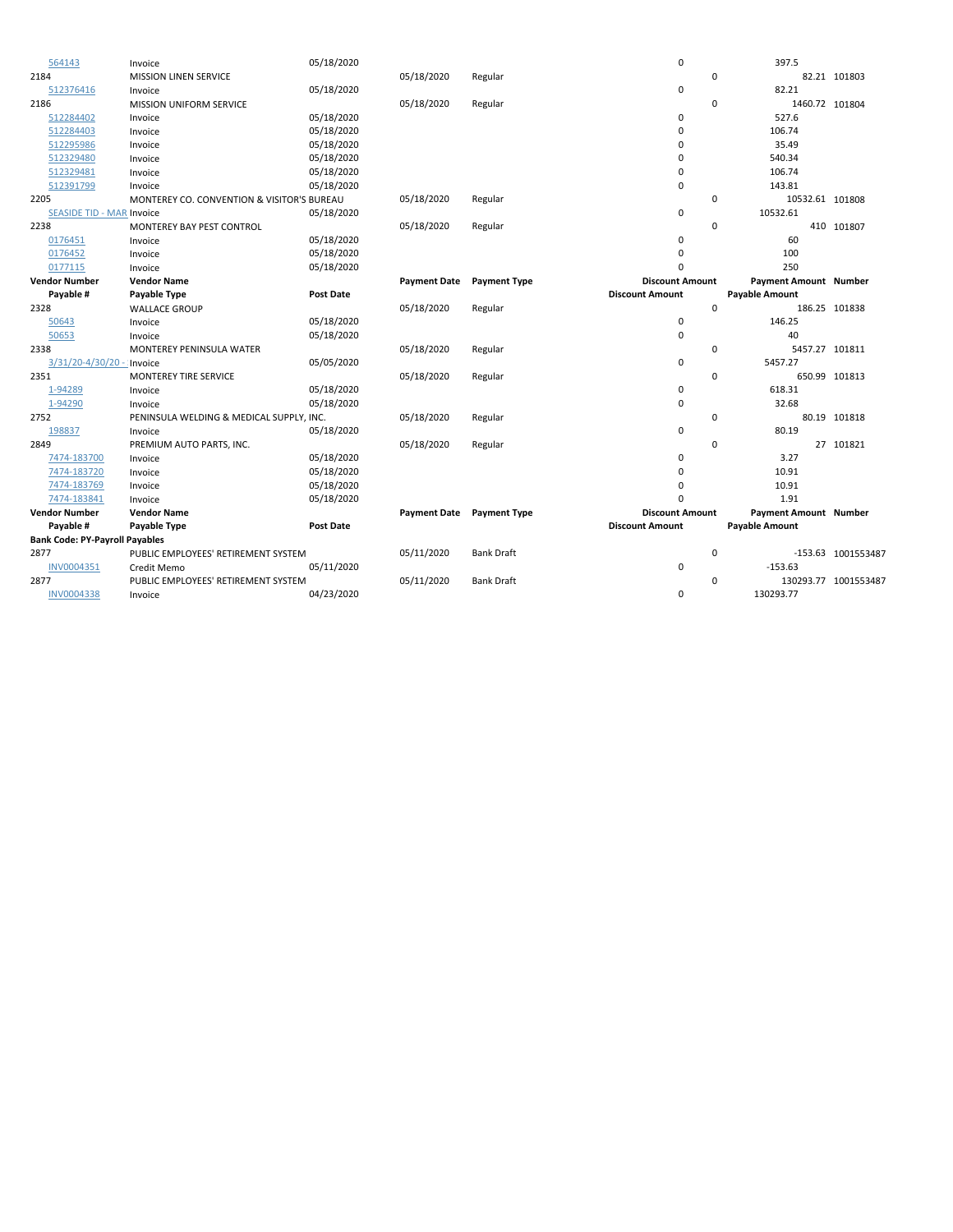| Vendor Number / Payable # | Vendor Name / Payable Type | Post Date | Payment Date | Payment Type | Discount Amount | Payment Amount / Payable Amount | Number |
|---|---|---|---|---|---|---|---|
| 564143 | Invoice | 05/18/2020 | | | 0 | 397.5 | |
| 2184 | MISSION LINEN SERVICE | | 05/18/2020 | Regular | 0 | 82.21 | 101803 |
| 512376416 | Invoice | 05/18/2020 | | | 0 | 82.21 | |
| 2186 | MISSION UNIFORM SERVICE | | 05/18/2020 | Regular | 0 | 1460.72 | 101804 |
| 512284402 | Invoice | 05/18/2020 | | | 0 | 527.6 | |
| 512284403 | Invoice | 05/18/2020 | | | 0 | 106.74 | |
| 512295986 | Invoice | 05/18/2020 | | | 0 | 35.49 | |
| 512329480 | Invoice | 05/18/2020 | | | 0 | 540.34 | |
| 512329481 | Invoice | 05/18/2020 | | | 0 | 106.74 | |
| 512391799 | Invoice | 05/18/2020 | | | 0 | 143.81 | |
| 2205 | MONTEREY CO. CONVENTION & VISITOR'S BUREAU | | 05/18/2020 | Regular | 0 | 10532.61 | 101808 |
| SEASIDE TID - MAR | Invoice | 05/18/2020 | | | 0 | 10532.61 | |
| 2238 | MONTEREY BAY PEST CONTROL | | 05/18/2020 | Regular | 0 | 410 | 101807 |
| 0176451 | Invoice | 05/18/2020 | | | 0 | 60 | |
| 0176452 | Invoice | 05/18/2020 | | | 0 | 100 | |
| 0177115 | Invoice | 05/18/2020 | | | 0 | 250 | |

| Vendor Number / Payable # | Vendor Name / Payable Type | Post Date | Payment Date | Payment Type | Discount Amount | Payment Amount / Payable Amount | Number |
|---|---|---|---|---|---|---|---|
| 2328 | WALLACE GROUP | | 05/18/2020 | Regular | 0 | 186.25 | 101838 |
| 50643 | Invoice | 05/18/2020 | | | 0 | 146.25 | |
| 50653 | Invoice | 05/18/2020 | | | 0 | 40 | |
| 2338 | MONTEREY PENINSULA WATER | | 05/18/2020 | Regular | 0 | 5457.27 | 101811 |
| 3/31/20-4/30/20 - | Invoice | 05/05/2020 | | | 0 | 5457.27 | |
| 2351 | MONTEREY TIRE SERVICE | | 05/18/2020 | Regular | 0 | 650.99 | 101813 |
| 1-94289 | Invoice | 05/18/2020 | | | 0 | 618.31 | |
| 1-94290 | Invoice | 05/18/2020 | | | 0 | 32.68 | |
| 2752 | PENINSULA WELDING & MEDICAL SUPPLY, INC. | | 05/18/2020 | Regular | 0 | 80.19 | 101818 |
| 198837 | Invoice | 05/18/2020 | | | 0 | 80.19 | |
| 2849 | PREMIUM AUTO PARTS, INC. | | 05/18/2020 | Regular | 0 | 27 | 101821 |
| 7474-183700 | Invoice | 05/18/2020 | | | 0 | 3.27 | |
| 7474-183720 | Invoice | 05/18/2020 | | | 0 | 10.91 | |
| 7474-183769 | Invoice | 05/18/2020 | | | 0 | 10.91 | |
| 7474-183841 | Invoice | 05/18/2020 | | | 0 | 1.91 | |

| Vendor Number / Payable # | Vendor Name / Payable Type | Post Date | Payment Date | Payment Type | Discount Amount | Payment Amount / Payable Amount | Number |
|---|---|---|---|---|---|---|---|
| **Bank Code: PY-Payroll Payables** | | | | | | | |
| 2877 | PUBLIC EMPLOYEES' RETIREMENT SYSTEM | | 05/11/2020 | Bank Draft | 0 | -153.63 | 1001553487 |
| INV0004351 | Credit Memo | 05/11/2020 | | | 0 | -153.63 | |
| 2877 | PUBLIC EMPLOYEES' RETIREMENT SYSTEM | | 05/11/2020 | Bank Draft | 0 | 130293.77 | 1001553487 |
| INV0004338 | Invoice | 04/23/2020 | | | 0 | 130293.77 | |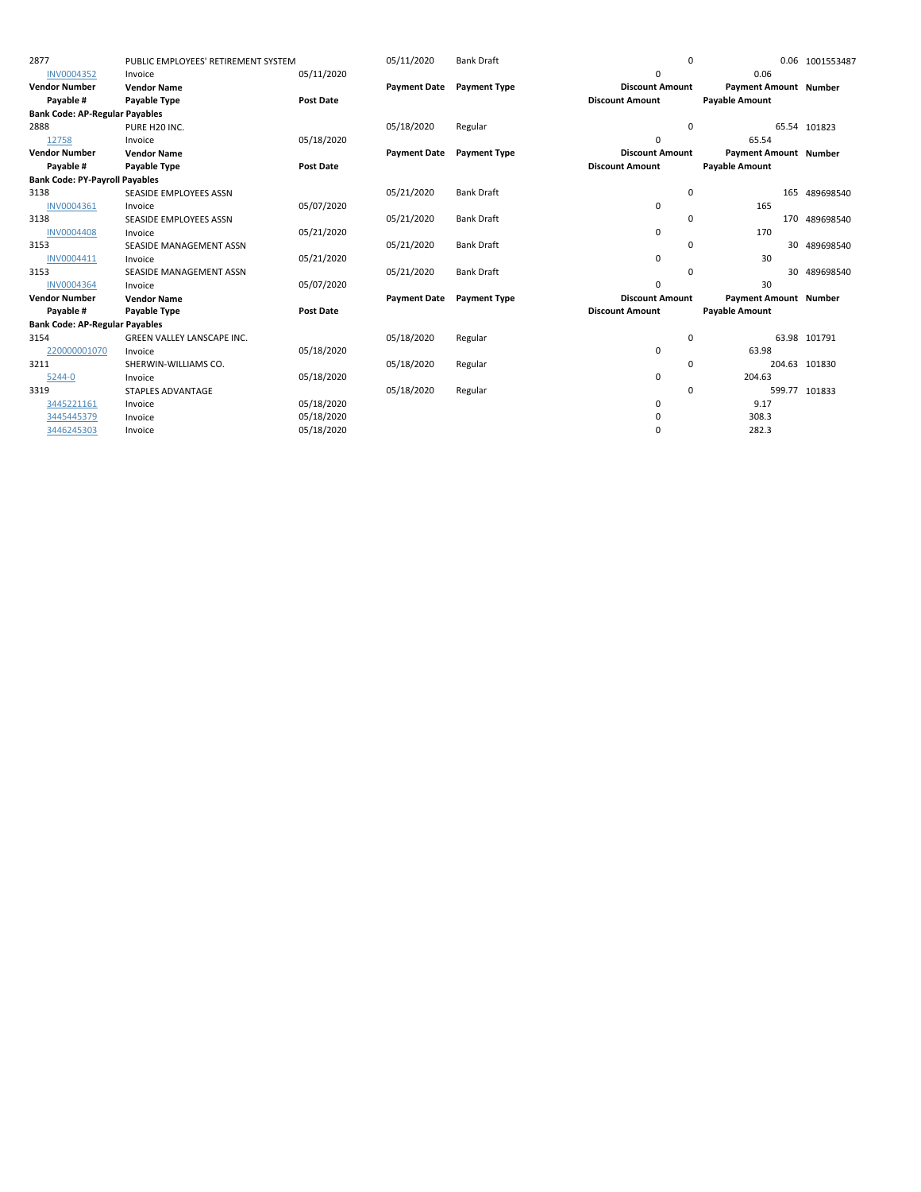| Vendor Number | Vendor Name | | Payment Date | Payment Type | Discount Amount | Payment Amount | Number |
|---|---|---|---|---|---|---|---|
| Payable # | Payable Type | Post Date | | | Discount Amount | Payable Amount | |
| 2877 | PUBLIC EMPLOYEES' RETIREMENT SYSTEM | | 05/11/2020 | Bank Draft | 0 | 0.06 | 1001553487 |
| INV0004352 | Invoice | 05/11/2020 | | | 0 | 0.06 | |

| Vendor Number | Vendor Name | | Payment Date | Payment Type | Discount Amount | Payment Amount | Number |
|---|---|---|---|---|---|---|---|
| Payable # | Payable Type | Post Date | | | Discount Amount | Payable Amount | |
| **Bank Code: AP-Regular Payables** | | | | | | | |
| 2888 | PURE H20 INC. | | 05/18/2020 | Regular | 0 | 65.54 | 101823 |
| 12758 | Invoice | 05/18/2020 | | | 0 | 65.54 | |

| Vendor Number | Vendor Name | | Payment Date | Payment Type | Discount Amount | Payment Amount | Number |
|---|---|---|---|---|---|---|---|
| Payable # | Payable Type | Post Date | | | Discount Amount | Payable Amount | |
| **Bank Code: PY-Payroll Payables** | | | | | | | |
| 3138 | SEASIDE EMPLOYEES ASSN | | 05/21/2020 | Bank Draft | 0 | 165 | 489698540 |
| INV0004361 | Invoice | 05/07/2020 | | | 0 | 165 | |
| 3138 | SEASIDE EMPLOYEES ASSN | | 05/21/2020 | Bank Draft | 0 | 170 | 489698540 |
| INV0004408 | Invoice | 05/21/2020 | | | 0 | 170 | |
| 3153 | SEASIDE MANAGEMENT ASSN | | 05/21/2020 | Bank Draft | 0 | 30 | 489698540 |
| INV0004411 | Invoice | 05/21/2020 | | | 0 | 30 | |
| 3153 | SEASIDE MANAGEMENT ASSN | | 05/21/2020 | Bank Draft | 0 | 30 | 489698540 |
| INV0004364 | Invoice | 05/07/2020 | | | 0 | 30 | |

| Vendor Number | Vendor Name | | Payment Date | Payment Type | Discount Amount | Payment Amount | Number |
|---|---|---|---|---|---|---|---|
| Payable # | Payable Type | Post Date | | | Discount Amount | Payable Amount | |
| **Bank Code: AP-Regular Payables** | | | | | | | |
| 3154 | GREEN VALLEY LANSCAPE INC. | | 05/18/2020 | Regular | 0 | 63.98 | 101791 |
| 220000001070 | Invoice | 05/18/2020 | | | 0 | 63.98 | |
| 3211 | SHERWIN-WILLIAMS CO. | | 05/18/2020 | Regular | 0 | 204.63 | 101830 |
| 5244-0 | Invoice | 05/18/2020 | | | 0 | 204.63 | |
| 3319 | STAPLES ADVANTAGE | | 05/18/2020 | Regular | 0 | 599.77 | 101833 |
| 3445221161 | Invoice | 05/18/2020 | | | 0 | 9.17 | |
| 3445445379 | Invoice | 05/18/2020 | | | 0 | 308.3 | |
| 3446245303 | Invoice | 05/18/2020 | | | 0 | 282.3 | |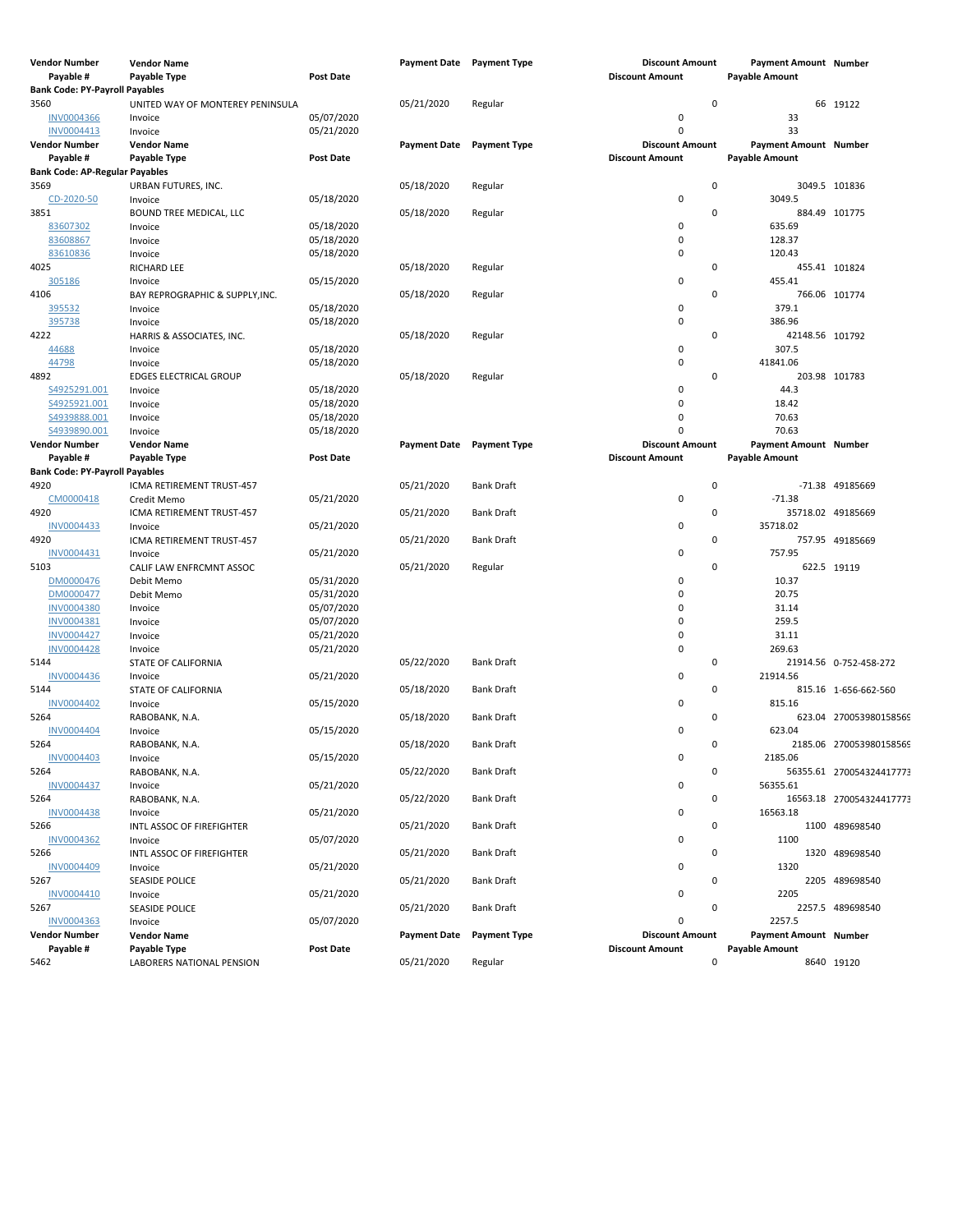| Vendor Number | Vendor Name | | Payment Date | Payment Type | Discount Amount | Payment Amount | Number |
|---|---|---|---|---|---|---|---|
| Payable # | Payable Type | Post Date | | | Discount Amount | Payable Amount | |
| **Bank Code: PY-Payroll Payables** | | | | | | | |
| 3560 | UNITED WAY OF MONTEREY PENINSULA | | 05/21/2020 | Regular | 0 | 66 | 19122 |
| INV0004366 | Invoice | 05/07/2020 | | | 0 | 33 | |
| INV0004413 | Invoice | 05/21/2020 | | | 0 | 33 | |

| Vendor Number | Vendor Name | | Payment Date | Payment Type | Discount Amount | Payment Amount | Number |
|---|---|---|---|---|---|---|---|
| Payable # | Payable Type | Post Date | | | Discount Amount | Payable Amount | |
| **Bank Code: AP-Regular Payables** | | | | | | | |
| 3569 | URBAN FUTURES, INC. | | 05/18/2020 | Regular | 0 | 3049.5 | 101836 |
| CD-2020-50 | Invoice | 05/18/2020 | | | 0 | 3049.5 | |
| 3851 | BOUND TREE MEDICAL, LLC | | 05/18/2020 | Regular | 0 | 884.49 | 101775 |
| 83607302 | Invoice | 05/18/2020 | | | 0 | 635.69 | |
| 83608867 | Invoice | 05/18/2020 | | | 0 | 128.37 | |
| 83610836 | Invoice | 05/18/2020 | | | 0 | 120.43 | |
| 4025 | RICHARD LEE | | 05/18/2020 | Regular | 0 | 455.41 | 101824 |
| 305186 | Invoice | 05/15/2020 | | | 0 | 455.41 | |
| 4106 | BAY REPROGRAPHIC & SUPPLY,INC. | | 05/18/2020 | Regular | 0 | 766.06 | 101774 |
| 395532 | Invoice | 05/18/2020 | | | 0 | 379.1 | |
| 395738 | Invoice | 05/18/2020 | | | 0 | 386.96 | |
| 4222 | HARRIS & ASSOCIATES, INC. | | 05/18/2020 | Regular | 0 | 42148.56 | 101792 |
| 44688 | Invoice | 05/18/2020 | | | 0 | 307.5 | |
| 44798 | Invoice | 05/18/2020 | | | 0 | 41841.06 | |
| 4892 | EDGES ELECTRICAL GROUP | | 05/18/2020 | Regular | 0 | 203.98 | 101783 |
| S4925291.001 | Invoice | 05/18/2020 | | | 0 | 44.3 | |
| S4925921.001 | Invoice | 05/18/2020 | | | 0 | 18.42 | |
| S4939888.001 | Invoice | 05/18/2020 | | | 0 | 70.63 | |
| S4939890.001 | Invoice | 05/18/2020 | | | 0 | 70.63 | |

| Vendor Number | Vendor Name | | Payment Date | Payment Type | Discount Amount | Payment Amount | Number |
|---|---|---|---|---|---|---|---|
| Payable # | Payable Type | Post Date | | | Discount Amount | Payable Amount | |
| **Bank Code: PY-Payroll Payables** | | | | | | | |
| 4920 | ICMA RETIREMENT TRUST-457 | | 05/21/2020 | Bank Draft | 0 | -71.38 | 49185669 |
| CM0000418 | Credit Memo | 05/21/2020 | | | 0 | -71.38 | |
| 4920 | ICMA RETIREMENT TRUST-457 | | 05/21/2020 | Bank Draft | 0 | 35718.02 | 49185669 |
| INV0004433 | Invoice | 05/21/2020 | | | 0 | 35718.02 | |
| 4920 | ICMA RETIREMENT TRUST-457 | | 05/21/2020 | Bank Draft | 0 | 757.95 | 49185669 |
| INV0004431 | Invoice | 05/21/2020 | | | 0 | 757.95 | |
| 5103 | CALIF LAW ENFRCMNT ASSOC | | 05/21/2020 | Regular | 0 | 622.5 | 19119 |
| DM0000476 | Debit Memo | 05/31/2020 | | | 0 | 10.37 | |
| DM0000477 | Debit Memo | 05/31/2020 | | | 0 | 20.75 | |
| INV0004380 | Invoice | 05/07/2020 | | | 0 | 31.14 | |
| INV0004381 | Invoice | 05/07/2020 | | | 0 | 259.5 | |
| INV0004427 | Invoice | 05/21/2020 | | | 0 | 31.11 | |
| INV0004428 | Invoice | 05/21/2020 | | | 0 | 269.63 | |
| 5144 | STATE OF CALIFORNIA | | 05/22/2020 | Bank Draft | 0 | 21914.56 | 0-752-458-272 |
| INV0004436 | Invoice | 05/21/2020 | | | 0 | 21914.56 | |
| 5144 | STATE OF CALIFORNIA | | 05/18/2020 | Bank Draft | 0 | 815.16 | 1-656-662-560 |
| INV0004402 | Invoice | 05/15/2020 | | | 0 | 815.16 | |
| 5264 | RABOBANK, N.A. | | 05/18/2020 | Bank Draft | 0 | 623.04 | 270053980158569 |
| INV0004404 | Invoice | 05/15/2020 | | | 0 | 623.04 | |
| 5264 | RABOBANK, N.A. | | 05/18/2020 | Bank Draft | 0 | 2185.06 | 270053980158569 |
| INV0004403 | Invoice | 05/15/2020 | | | 0 | 2185.06 | |
| 5264 | RABOBANK, N.A. | | 05/22/2020 | Bank Draft | 0 | 56355.61 | 270054324417773 |
| INV0004437 | Invoice | 05/21/2020 | | | 0 | 56355.61 | |
| 5264 | RABOBANK, N.A. | | 05/22/2020 | Bank Draft | 0 | 16563.18 | 270054324417773 |
| INV0004438 | Invoice | 05/21/2020 | | | 0 | 16563.18 | |
| 5266 | INTL ASSOC OF FIREFIGHTER | | 05/21/2020 | Bank Draft | 0 | 1100 | 489698540 |
| INV0004362 | Invoice | 05/07/2020 | | | 0 | 1100 | |
| 5266 | INTL ASSOC OF FIREFIGHTER | | 05/21/2020 | Bank Draft | 0 | 1320 | 489698540 |
| INV0004409 | Invoice | 05/21/2020 | | | 0 | 1320 | |
| 5267 | SEASIDE POLICE | | 05/21/2020 | Bank Draft | 0 | 2205 | 489698540 |
| INV0004410 | Invoice | 05/21/2020 | | | 0 | 2205 | |
| 5267 | SEASIDE POLICE | | 05/21/2020 | Bank Draft | 0 | 2257.5 | 489698540 |
| INV0004363 | Invoice | 05/07/2020 | | | 0 | 2257.5 | |

| Vendor Number | Vendor Name | | Payment Date | Payment Type | Discount Amount | Payment Amount | Number |
|---|---|---|---|---|---|---|---|
| Payable # | Payable Type | Post Date | | | Discount Amount | Payable Amount | |
| 5462 | LABORERS NATIONAL PENSION | | 05/21/2020 | Regular | 0 | 8640 | 19120 |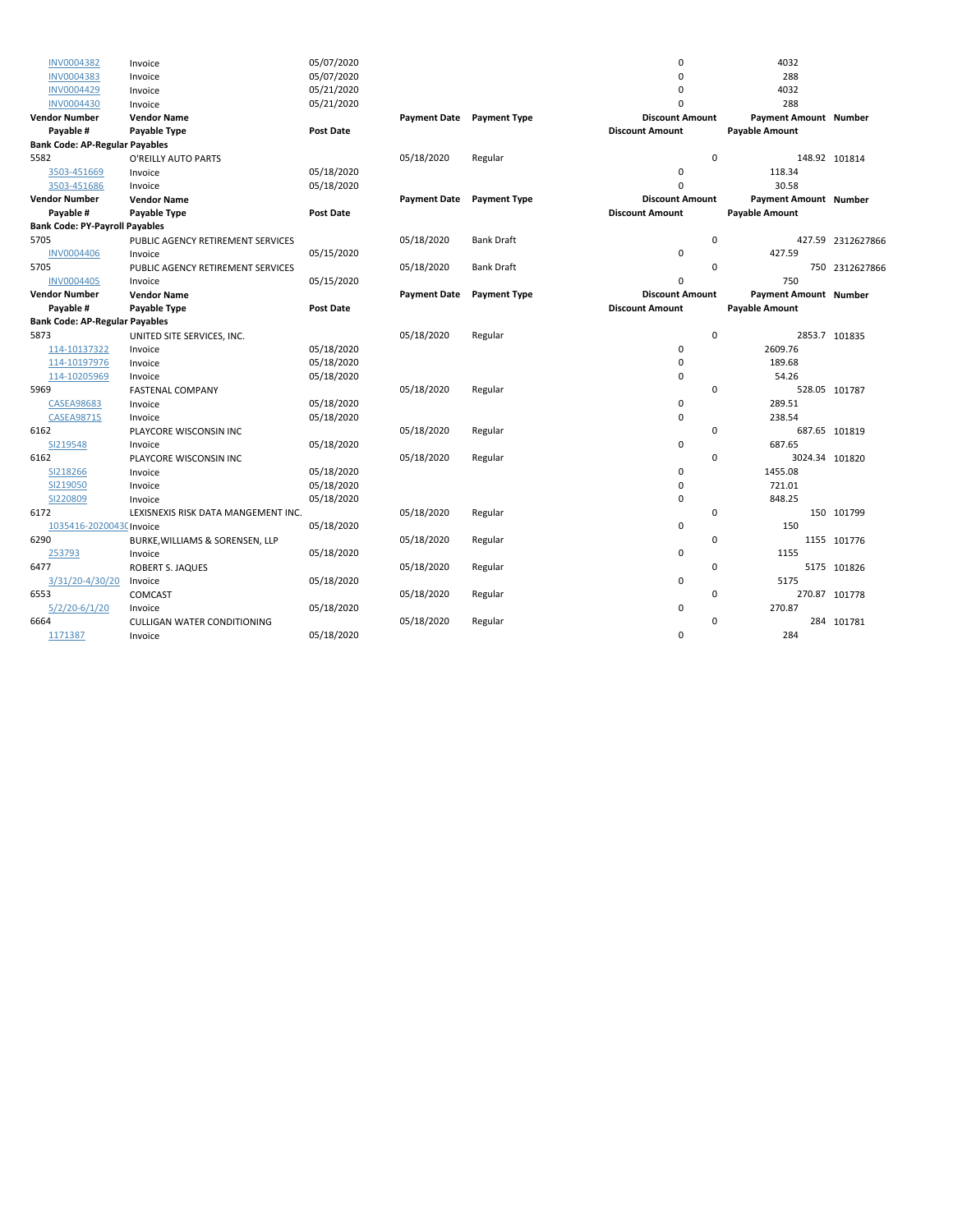| Vendor Number | Vendor Name | | Payment Date | Payment Type | Discount Amount | Payment Amount | Number |
|---|---|---|---|---|---|---|---|
| Payable # | Payable Type | Post Date | | | Discount Amount | Payable Amount | |
| INV0004382 | Invoice | 05/07/2020 | | | 0 | 4032 | |
| INV0004383 | Invoice | 05/07/2020 | | | 0 | 288 | |
| INV0004429 | Invoice | 05/21/2020 | | | 0 | 4032 | |
| INV0004430 | Invoice | 05/21/2020 | | | 0 | 288 | |

| Vendor Number | Vendor Name | | Payment Date | Payment Type | Discount Amount | Payment Amount | Number |
|---|---|---|---|---|---|---|---|
| Payable # | Payable Type | Post Date | | | Discount Amount | Payable Amount | |
| **Bank Code: AP-Regular Payables** | | | | | | | |
| 5582 | O'REILLY AUTO PARTS | | 05/18/2020 | Regular | 0 | 148.92 | 101814 |
| 3503-451669 | Invoice | 05/18/2020 | | | 0 | 118.34 | |
| 3503-451686 | Invoice | 05/18/2020 | | | 0 | 30.58 | |

| Vendor Number | Vendor Name | | Payment Date | Payment Type | Discount Amount | Payment Amount | Number |
|---|---|---|---|---|---|---|---|
| Payable # | Payable Type | Post Date | | | Discount Amount | Payable Amount | |
| **Bank Code: PY-Payroll Payables** | | | | | | | |
| 5705 | PUBLIC AGENCY RETIREMENT SERVICES | | 05/18/2020 | Bank Draft | 0 | 427.59 | 2312627866 |
| INV0004406 | Invoice | 05/15/2020 | | | 0 | 427.59 | |
| 5705 | PUBLIC AGENCY RETIREMENT SERVICES | | 05/18/2020 | Bank Draft | 0 | 750 | 2312627866 |
| INV0004405 | Invoice | 05/15/2020 | | | 0 | 750 | |

| Vendor Number | Vendor Name | | Payment Date | Payment Type | Discount Amount | Payment Amount | Number |
|---|---|---|---|---|---|---|---|
| Payable # | Payable Type | Post Date | | | Discount Amount | Payable Amount | |
| **Bank Code: AP-Regular Payables** | | | | | | | |
| 5873 | UNITED SITE SERVICES, INC. | | 05/18/2020 | Regular | 0 | 2853.7 | 101835 |
| 114-10137322 | Invoice | 05/18/2020 | | | 0 | 2609.76 | |
| 114-10197976 | Invoice | 05/18/2020 | | | 0 | 189.68 | |
| 114-10205969 | Invoice | 05/18/2020 | | | 0 | 54.26 | |
| 5969 | FASTENAL COMPANY | | 05/18/2020 | Regular | 0 | 528.05 | 101787 |
| CASEA98683 | Invoice | 05/18/2020 | | | 0 | 289.51 | |
| CASEA98715 | Invoice | 05/18/2020 | | | 0 | 238.54 | |
| 6162 | PLAYCORE WISCONSIN INC | | 05/18/2020 | Regular | 0 | 687.65 | 101819 |
| SI219548 | Invoice | 05/18/2020 | | | 0 | 687.65 | |
| 6162 | PLAYCORE WISCONSIN INC | | 05/18/2020 | Regular | 0 | 3024.34 | 101820 |
| SI218266 | Invoice | 05/18/2020 | | | 0 | 1455.08 | |
| SI219050 | Invoice | 05/18/2020 | | | 0 | 721.01 | |
| SI220809 | Invoice | 05/18/2020 | | | 0 | 848.25 | |
| 6172 | LEXISNEXIS RISK DATA MANGEMENT INC. | | 05/18/2020 | Regular | 0 | 150 | 101799 |
| 1035416-2020043( | Invoice | 05/18/2020 | | | 0 | 150 | |
| 6290 | BURKE,WILLIAMS & SORENSEN, LLP | | 05/18/2020 | Regular | 0 | 1155 | 101776 |
| 253793 | Invoice | 05/18/2020 | | | 0 | 1155 | |
| 6477 | ROBERT S. JAQUES | | 05/18/2020 | Regular | 0 | 5175 | 101826 |
| 3/31/20-4/30/20 | Invoice | 05/18/2020 | | | 0 | 5175 | |
| 6553 | COMCAST | | 05/18/2020 | Regular | 0 | 270.87 | 101778 |
| 5/2/20-6/1/20 | Invoice | 05/18/2020 | | | 0 | 270.87 | |
| 6664 | CULLIGAN WATER CONDITIONING | | 05/18/2020 | Regular | 0 | 284 | 101781 |
| 1171387 | Invoice | 05/18/2020 | | | 0 | 284 | |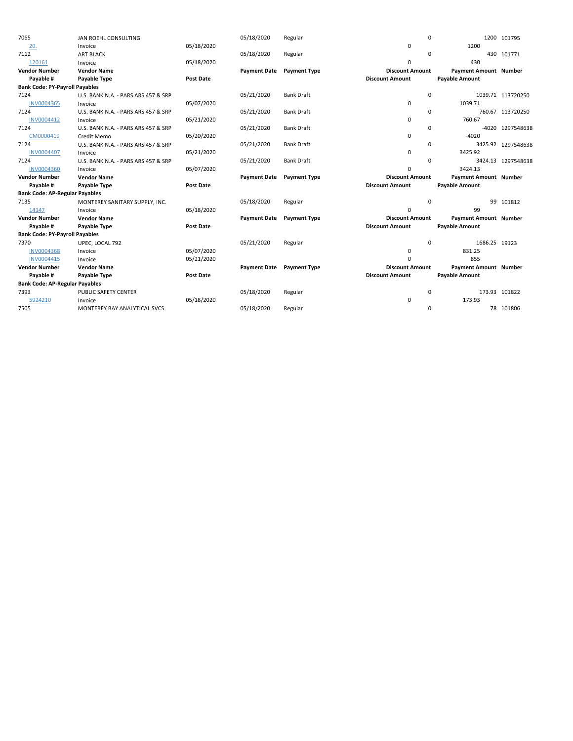| Vendor Number | Vendor Name | | Payment Date | Payment Type | Discount Amount | Payment Amount | Number |
|---|---|---|---|---|---|---|---|
| Payable # | Payable Type | Post Date | | | Discount Amount | Payable Amount | |
| 7065 | JAN ROEHL CONSULTING | | 05/18/2020 | Regular | 0 | 1200 | 101795 |
| 20. | Invoice | 05/18/2020 | | | 0 | 1200 | |
| 7112 | ART BLACK | | 05/18/2020 | Regular | 0 | 430 | 101771 |
| 120161 | Invoice | 05/18/2020 | | | 0 | 430 | |

| Vendor Number | Vendor Name | | Payment Date | Payment Type | Discount Amount | Payment Amount | Number |
|---|---|---|---|---|---|---|---|
| Payable # | Payable Type | Post Date | | | Discount Amount | Payable Amount | |
| **Bank Code: PY-Payroll Payables** | | | | | | | |
| 7124 | U.S. BANK N.A. - PARS ARS 457 & SRP | | 05/21/2020 | Bank Draft | 0 | 1039.71 | 113720250 |
| INV0004365 | Invoice | 05/07/2020 | | | 0 | 1039.71 | |
| 7124 | U.S. BANK N.A. - PARS ARS 457 & SRP | | 05/21/2020 | Bank Draft | 0 | 760.67 | 113720250 |
| INV0004412 | Invoice | 05/21/2020 | | | 0 | 760.67 | |
| 7124 | U.S. BANK N.A. - PARS ARS 457 & SRP | | 05/21/2020 | Bank Draft | 0 | -4020 | 1297548638 |
| CM0000419 | Credit Memo | 05/20/2020 | | | 0 | -4020 | |
| 7124 | U.S. BANK N.A. - PARS ARS 457 & SRP | | 05/21/2020 | Bank Draft | 0 | 3425.92 | 1297548638 |
| INV0004407 | Invoice | 05/21/2020 | | | 0 | 3425.92 | |
| 7124 | U.S. BANK N.A. - PARS ARS 457 & SRP | | 05/21/2020 | Bank Draft | 0 | 3424.13 | 1297548638 |
| INV0004360 | Invoice | 05/07/2020 | | | 0 | 3424.13 | |

| Vendor Number | Vendor Name | | Payment Date | Payment Type | Discount Amount | Payment Amount | Number |
|---|---|---|---|---|---|---|---|
| Payable # | Payable Type | Post Date | | | Discount Amount | Payable Amount | |
| **Bank Code: AP-Regular Payables** | | | | | | | |
| 7135 | MONTEREY SANITARY SUPPLY, INC. | | 05/18/2020 | Regular | 0 | 99 | 101812 |
| 14147 | Invoice | 05/18/2020 | | | 0 | 99 | |

| Vendor Number | Vendor Name | | Payment Date | Payment Type | Discount Amount | Payment Amount | Number |
|---|---|---|---|---|---|---|---|
| Payable # | Payable Type | Post Date | | | Discount Amount | Payable Amount | |
| **Bank Code: PY-Payroll Payables** | | | | | | | |
| 7370 | UPEC, LOCAL 792 | | 05/21/2020 | Regular | 0 | 1686.25 | 19123 |
| INV0004368 | Invoice | 05/07/2020 | | | 0 | 831.25 | |
| INV0004415 | Invoice | 05/21/2020 | | | 0 | 855 | |

| Vendor Number | Vendor Name | | Payment Date | Payment Type | Discount Amount | Payment Amount | Number |
|---|---|---|---|---|---|---|---|
| Payable # | Payable Type | Post Date | | | Discount Amount | Payable Amount | |
| **Bank Code: AP-Regular Payables** | | | | | | | |
| 7393 | PUBLIC SAFETY CENTER | | 05/18/2020 | Regular | 0 | 173.93 | 101822 |
| 5924210 | Invoice | 05/18/2020 | | | 0 | 173.93 | |
| 7505 | MONTEREY BAY ANALYTICAL SVCS. | | 05/18/2020 | Regular | 0 | 78 | 101806 |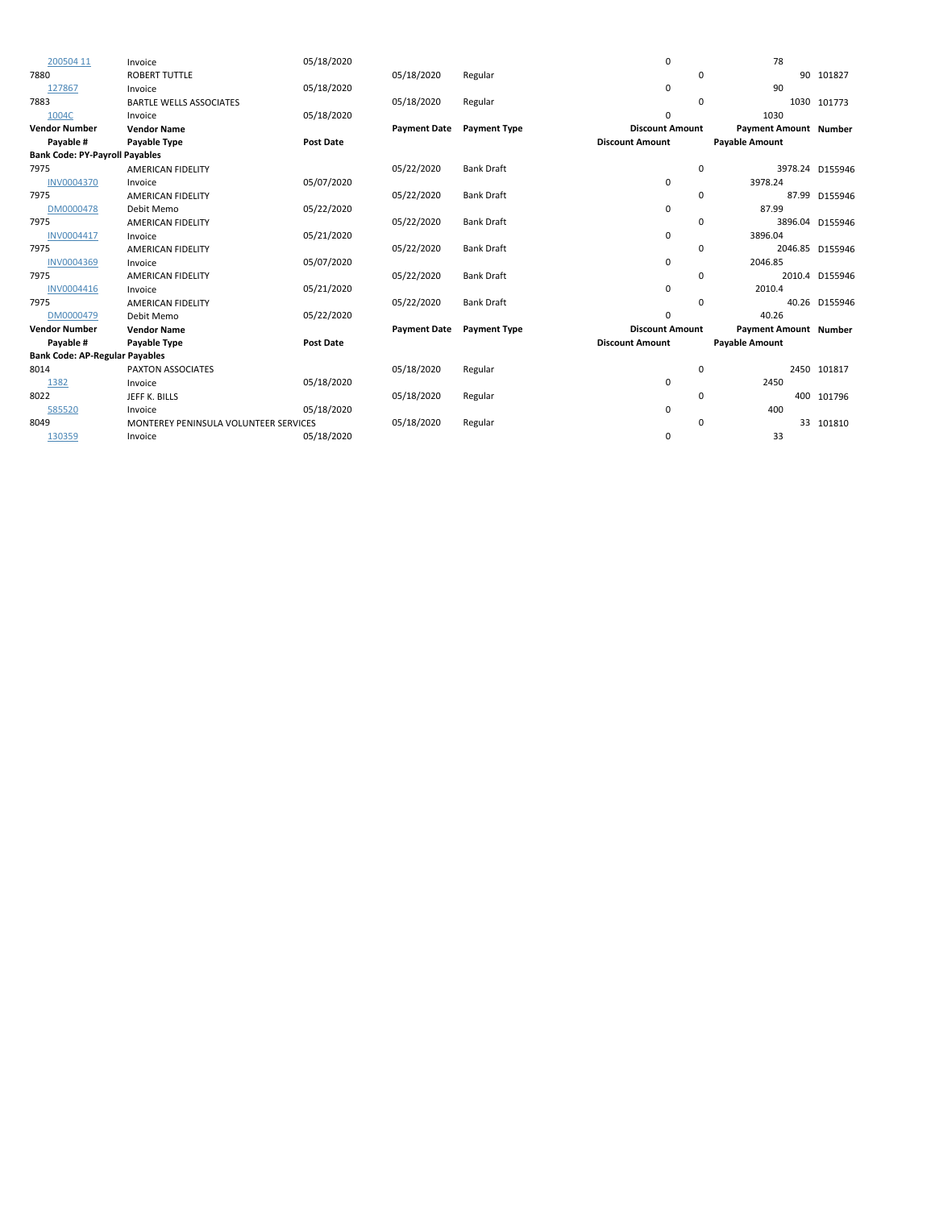| Vendor Number | Vendor Name | | Payment Date | Payment Type | Discount Amount | Payment Amount | Number |
|---|---|---|---|---|---|---|---|
| Payable # | Payable Type | Post Date | | | Discount Amount | Payable Amount | |
| 200504 11 | Invoice | 05/18/2020 | | | 0 | 78 | |
| 7880 | ROBERT TUTTLE | | 05/18/2020 | Regular | 0 | 90 | 101827 |
| 127867 | Invoice | 05/18/2020 | | | 0 | 90 | |
| 7883 | BARTLE WELLS ASSOCIATES | | 05/18/2020 | Regular | 0 | 1030 | 101773 |
| 1004C | Invoice | 05/18/2020 | | | 0 | 1030 | |
| **Vendor Number** | **Vendor Name** | | **Payment Date** | **Payment Type** | **Discount Amount** | **Payment Amount** | **Number** |
| **Payable #** | **Payable Type** | **Post Date** | | | **Discount Amount** | **Payable Amount** | |
| **Bank Code: PY-Payroll Payables** | | | | | | | |
| 7975 | AMERICAN FIDELITY | | 05/22/2020 | Bank Draft | 0 | 3978.24 | D155946 |
| INV0004370 | Invoice | 05/07/2020 | | | 0 | 3978.24 | |
| 7975 | AMERICAN FIDELITY | | 05/22/2020 | Bank Draft | 0 | 87.99 | D155946 |
| DM0000478 | Debit Memo | 05/22/2020 | | | 0 | 87.99 | |
| 7975 | AMERICAN FIDELITY | | 05/22/2020 | Bank Draft | 0 | 3896.04 | D155946 |
| INV0004417 | Invoice | 05/21/2020 | | | 0 | 3896.04 | |
| 7975 | AMERICAN FIDELITY | | 05/22/2020 | Bank Draft | 0 | 2046.85 | D155946 |
| INV0004369 | Invoice | 05/07/2020 | | | 0 | 2046.85 | |
| 7975 | AMERICAN FIDELITY | | 05/22/2020 | Bank Draft | 0 | 2010.4 | D155946 |
| INV0004416 | Invoice | 05/21/2020 | | | 0 | 2010.4 | |
| 7975 | AMERICAN FIDELITY | | 05/22/2020 | Bank Draft | 0 | 40.26 | D155946 |
| DM0000479 | Debit Memo | 05/22/2020 | | | 0 | 40.26 | |
| **Vendor Number** | **Vendor Name** | | **Payment Date** | **Payment Type** | **Discount Amount** | **Payment Amount** | **Number** |
| **Payable #** | **Payable Type** | **Post Date** | | | **Discount Amount** | **Payable Amount** | |
| **Bank Code: AP-Regular Payables** | | | | | | | |
| 8014 | PAXTON ASSOCIATES | | 05/18/2020 | Regular | 0 | 2450 | 101817 |
| 1382 | Invoice | 05/18/2020 | | | 0 | 2450 | |
| 8022 | JEFF K. BILLS | | 05/18/2020 | Regular | 0 | 400 | 101796 |
| 585520 | Invoice | 05/18/2020 | | | 0 | 400 | |
| 8049 | MONTEREY PENINSULA VOLUNTEER SERVICES | | 05/18/2020 | Regular | 0 | 33 | 101810 |
| 130359 | Invoice | 05/18/2020 | | | 0 | 33 | |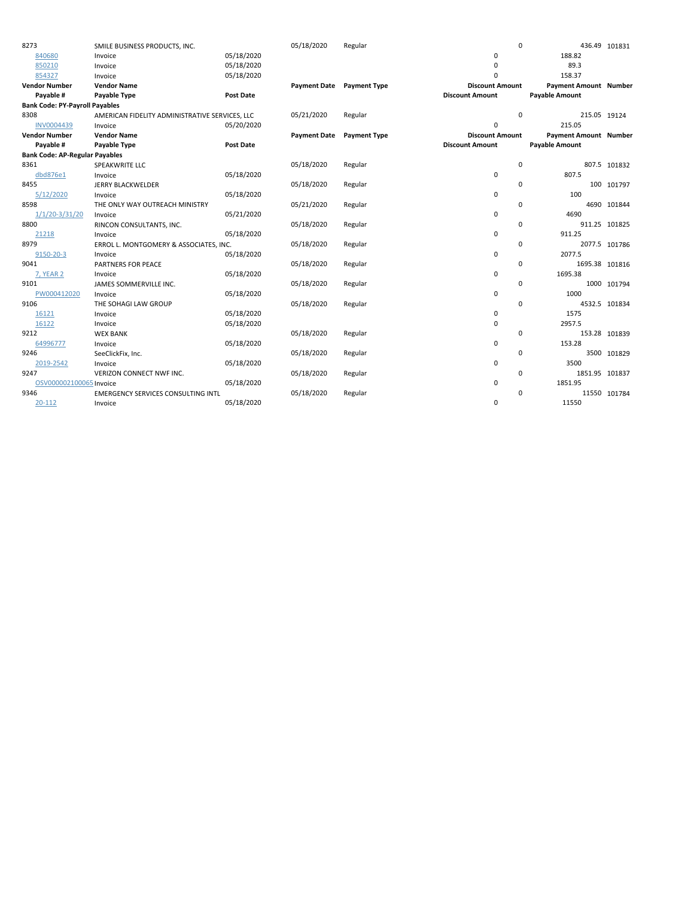| Vendor Number | Vendor Name | | Payment Date | Payment Type | Discount Amount | Payment Amount | Number |
|---|---|---|---|---|---|---|---|
| Payable # | Payable Type | Post Date | | | Discount Amount | Payable Amount | |
| 8273 | SMILE BUSINESS PRODUCTS, INC. | | 05/18/2020 | Regular | 0 | 436.49 | 101831 |
| 840680 | Invoice | 05/18/2020 | | | 0 | 188.82 | |
| 850210 | Invoice | 05/18/2020 | | | 0 | 89.3 | |
| 854327 | Invoice | 05/18/2020 | | | 0 | 158.37 | |

**Bank Code: PY-Payroll Payables**

| Vendor Number | Vendor Name | | Payment Date | Payment Type | Discount Amount | Payment Amount | Number |
|---|---|---|---|---|---|---|---|
| Payable # | Payable Type | Post Date | | | Discount Amount | Payable Amount | |
| 8308 | AMERICAN FIDELITY ADMINISTRATIVE SERVICES, LLC | | 05/21/2020 | Regular | 0 | 215.05 | 19124 |
| INV0004439 | Invoice | 05/20/2020 | | | 0 | 215.05 | |

**Bank Code: AP-Regular Payables**

| Vendor Number | Vendor Name | | Payment Date | Payment Type | Discount Amount | Payment Amount | Number |
|---|---|---|---|---|---|---|---|
| Payable # | Payable Type | Post Date | | | Discount Amount | Payable Amount | |
| 8361 | SPEAKWRITE LLC | | 05/18/2020 | Regular | 0 | 807.5 | 101832 |
| dbd876e1 | Invoice | 05/18/2020 | | | 0 | 807.5 | |
| 8455 | JERRY BLACKWELDER | | 05/18/2020 | Regular | 0 | 100 | 101797 |
| 5/12/2020 | Invoice | 05/18/2020 | | | 0 | 100 | |
| 8598 | THE ONLY WAY OUTREACH MINISTRY | | 05/21/2020 | Regular | 0 | 4690 | 101844 |
| 1/1/20-3/31/20 | Invoice | 05/21/2020 | | | 0 | 4690 | |
| 8800 | RINCON CONSULTANTS, INC. | | 05/18/2020 | Regular | 0 | 911.25 | 101825 |
| 21218 | Invoice | 05/18/2020 | | | 0 | 911.25 | |
| 8979 | ERROL L. MONTGOMERY & ASSOCIATES, INC. | | 05/18/2020 | Regular | 0 | 2077.5 | 101786 |
| 9150-20-3 | Invoice | 05/18/2020 | | | 0 | 2077.5 | |
| 9041 | PARTNERS FOR PEACE | | 05/18/2020 | Regular | 0 | 1695.38 | 101816 |
| 7, YEAR 2 | Invoice | 05/18/2020 | | | 0 | 1695.38 | |
| 9101 | JAMES SOMMERVILLE INC. | | 05/18/2020 | Regular | 0 | 1000 | 101794 |
| PW000412020 | Invoice | 05/18/2020 | | | 0 | 1000 | |
| 9106 | THE SOHAGI LAW GROUP | | 05/18/2020 | Regular | 0 | 4532.5 | 101834 |
| 16121 | Invoice | 05/18/2020 | | | 0 | 1575 | |
| 16122 | Invoice | 05/18/2020 | | | 0 | 2957.5 | |
| 9212 | WEX BANK | | 05/18/2020 | Regular | 0 | 153.28 | 101839 |
| 64996777 | Invoice | 05/18/2020 | | | 0 | 153.28 | |
| 9246 | SeeClickFix, Inc. | | 05/18/2020 | Regular | 0 | 3500 | 101829 |
| 2019-2542 | Invoice | 05/18/2020 | | | 0 | 3500 | |
| 9247 | VERIZON CONNECT NWF INC. | | 05/18/2020 | Regular | 0 | 1851.95 | 101837 |
| OSV000002100065 | Invoice | 05/18/2020 | | | 0 | 1851.95 | |
| 9346 | EMERGENCY SERVICES CONSULTING INTL | | 05/18/2020 | Regular | 0 | 11550 | 101784 |
| 20-112 | Invoice | 05/18/2020 | | | 0 | 11550 | |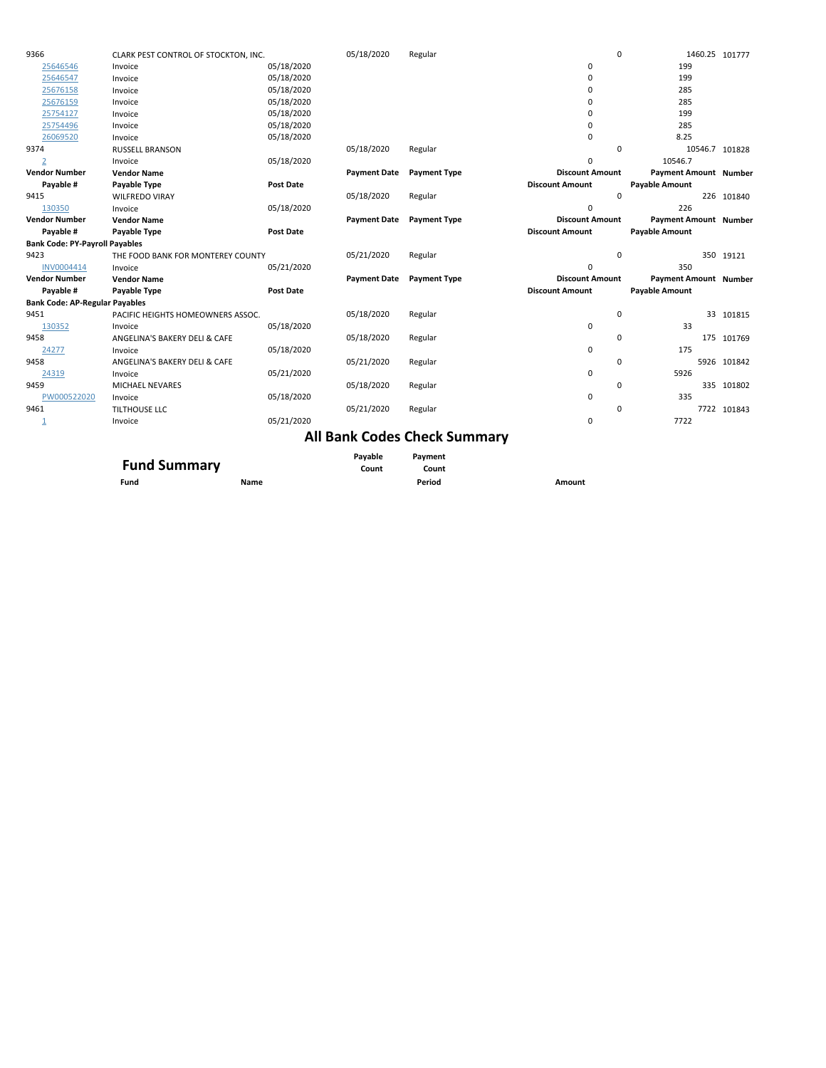| Vendor Number | Vendor Name | | Payment Date | Payment Type | Discount Amount | Payment Amount | Number |
|---|---|---|---|---|---|---|---|
| 9366 | CLARK PEST CONTROL OF STOCKTON, INC. | | 05/18/2020 | Regular | 0 | 1460.25 | 101777 |
| 25646546 | Invoice | 05/18/2020 | | | 0 | 199 | |
| 25646547 | Invoice | 05/18/2020 | | | 0 | 199 | |
| 25676158 | Invoice | 05/18/2020 | | | 0 | 285 | |
| 25676159 | Invoice | 05/18/2020 | | | 0 | 285 | |
| 25754127 | Invoice | 05/18/2020 | | | 0 | 199 | |
| 25754496 | Invoice | 05/18/2020 | | | 0 | 285 | |
| 26069520 | Invoice | 05/18/2020 | | | 0 | 8.25 | |
| 9374 | RUSSELL BRANSON | | 05/18/2020 | Regular | 0 | 10546.7 | 101828 |
| 2 | Invoice | 05/18/2020 | | | 0 | 10546.7 | |
| **Vendor Number** | **Vendor Name** | | **Payment Date** | **Payment Type** | **Discount Amount** | **Payment Amount** | **Number** |
| **Payable #** | **Payable Type** | **Post Date** | | | **Discount Amount** | **Payable Amount** | |
| 9415 | WILFREDO VIRAY | | 05/18/2020 | Regular | 0 | 226 | 101840 |
| 130350 | Invoice | 05/18/2020 | | | 0 | 226 | |
| **Vendor Number** | **Vendor Name** | | **Payment Date** | **Payment Type** | **Discount Amount** | **Payment Amount** | **Number** |
| **Payable #** | **Payable Type** | **Post Date** | | | **Discount Amount** | **Payable Amount** | |
| **Bank Code: PY-Payroll Payables** | | | | | | | |
| 9423 | THE FOOD BANK FOR MONTEREY COUNTY | | 05/21/2020 | Regular | 0 | 350 | 19121 |
| INV0004414 | Invoice | 05/21/2020 | | | 0 | 350 | |
| **Vendor Number** | **Vendor Name** | | **Payment Date** | **Payment Type** | **Discount Amount** | **Payment Amount** | **Number** |
| **Payable #** | **Payable Type** | **Post Date** | | | **Discount Amount** | **Payable Amount** | |
| **Bank Code: AP-Regular Payables** | | | | | | | |
| 9451 | PACIFIC HEIGHTS HOMEOWNERS ASSOC. | | 05/18/2020 | Regular | 0 | 33 | 101815 |
| 130352 | Invoice | 05/18/2020 | | | 0 | 33 | |
| 9458 | ANGELINA'S BAKERY DELI & CAFE | | 05/18/2020 | Regular | 0 | 175 | 101769 |
| 24277 | Invoice | 05/18/2020 | | | 0 | 175 | |
| 9458 | ANGELINA'S BAKERY DELI & CAFE | | 05/21/2020 | Regular | 0 | 5926 | 101842 |
| 24319 | Invoice | 05/21/2020 | | | 0 | 5926 | |
| 9459 | MICHAEL NEVARES | | 05/18/2020 | Regular | 0 | 335 | 101802 |
| PW000522020 | Invoice | 05/18/2020 | | | 0 | 335 | |
| 9461 | TILTHOUSE LLC | | 05/21/2020 | Regular | 0 | 7722 | 101843 |
| 1 | Invoice | 05/21/2020 | | | 0 | 7722 | |

## All Bank Codes Check Summary

## Fund Summary

| Fund | Name | Payable Count | Payment Count Period | Amount |
|---|---|---|---|---|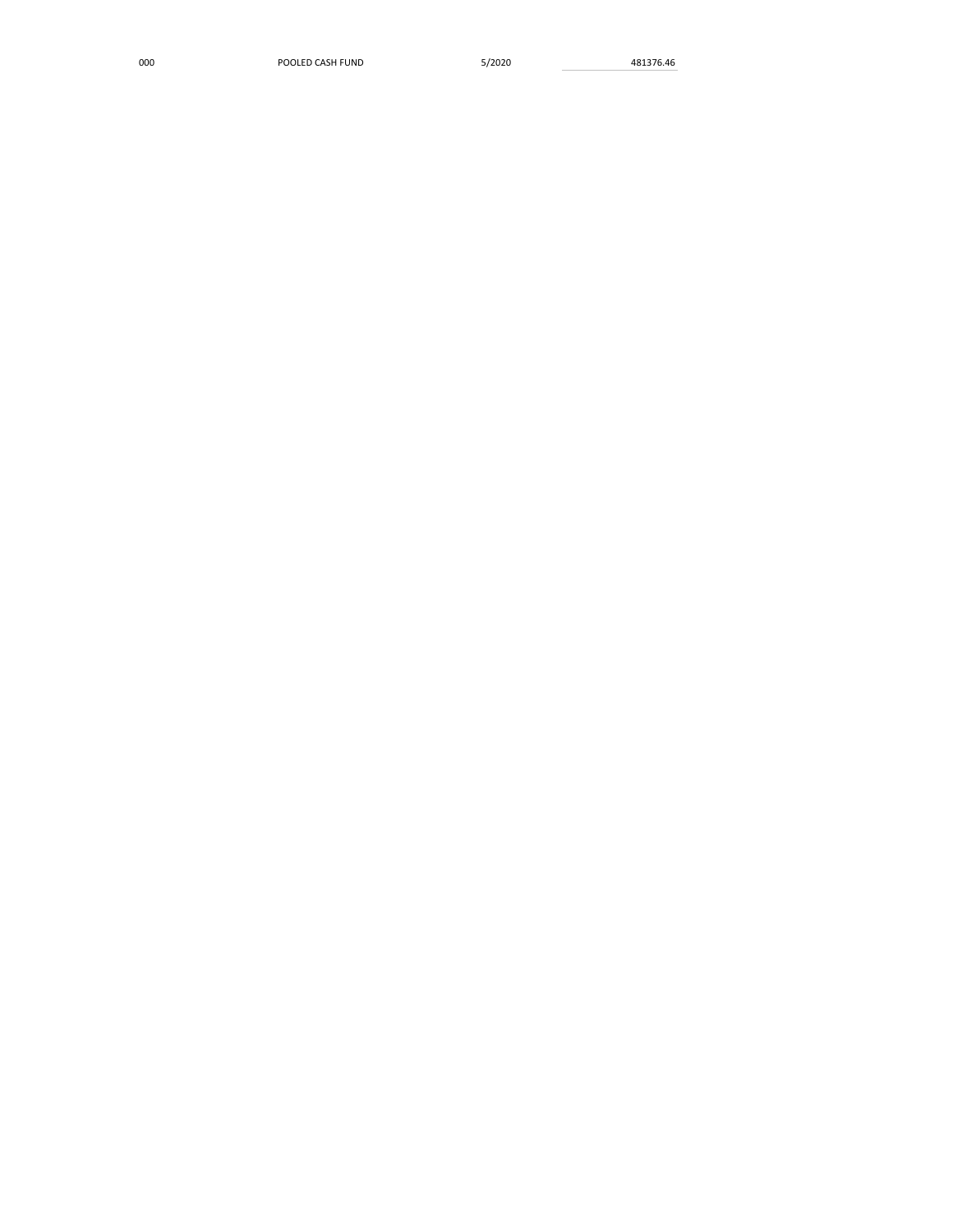| | | | |
|---|---|---|---|
| 000 | POOLED CASH FUND | 5/2020 | 481376.46 |